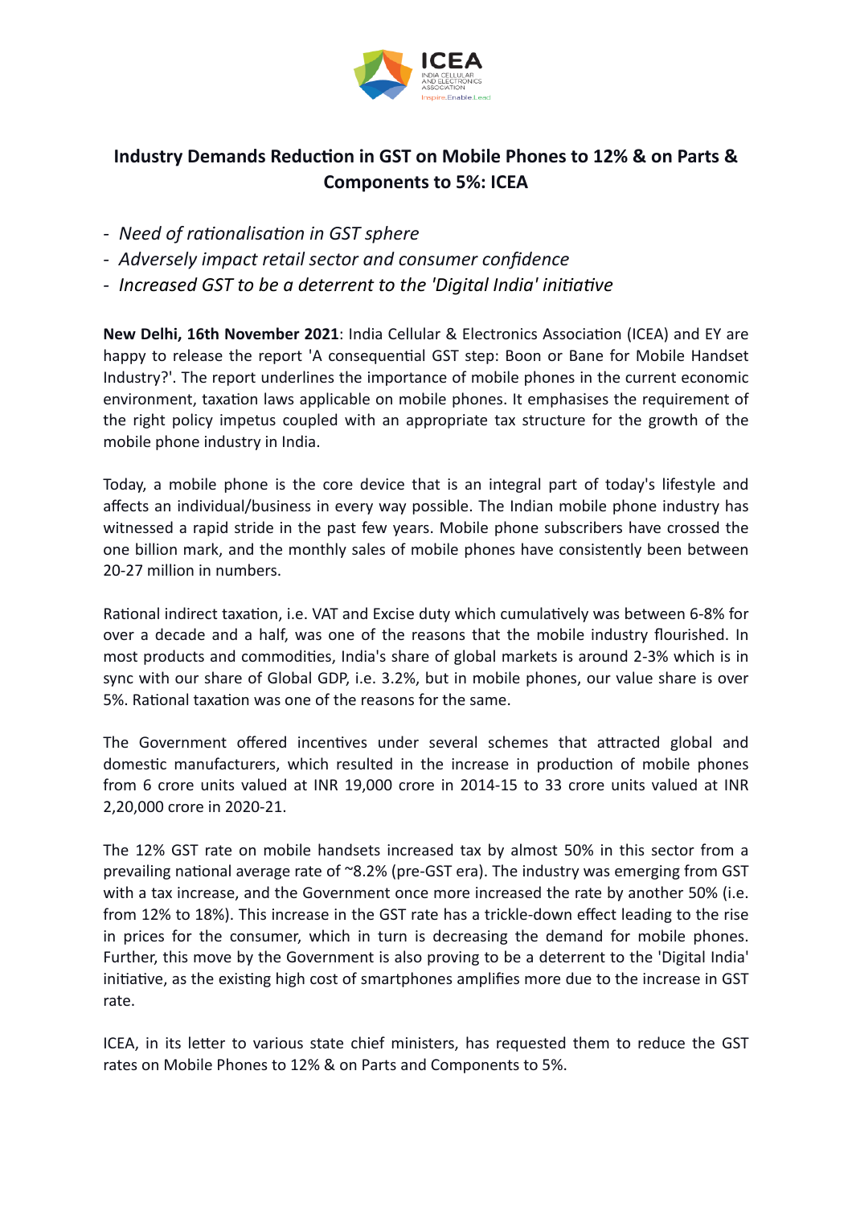# Industry Demands Reduction in GST on Mobile Phones to 12% & on Parts & Components to 5%: ICEA

- *Need of rationalisation in GST sphere*
- *Adversely impact retail sector and consumer confidence*
- *Increased GST to be a deterrent to the 'Digital India' initiative*

**New Delhi, 16th November 2021**: India Cellular & Electronics Association (ICEA) and EY are happy to release the report 'A consequential GST step: Boon or Bane for Mobile Handset Industry?'. The report underlines the importance of mobile phones in the current economic environment, taxation laws applicable on mobile phones. It emphasises the requirement of the right policy impetus coupled with an appropriate tax structure for the growth of the mobile phone industry in India.

Today, a mobile phone is the core device that is an integral part of today's lifestyle and affects an individual/business in every way possible. The Indian mobile phone industry has witnessed a rapid stride in the past few years. Mobile phone subscribers have crossed the one billion mark, and the monthly sales of mobile phones have consistently been between 20-27 million in numbers.

Rational indirect taxation, i.e. VAT and Excise duty which cumulatively was between 6-8% for over a decade and a half, was one of the reasons that the mobile industry flourished. In most products and commodities, India's share of global markets is around 2-3% which is in sync with our share of Global GDP, i.e. 3.2%, but in mobile phones, our value share is over 5%. Rational taxation was one of the reasons for the same.

The Government offered incentives under several schemes that attracted global and domestic manufacturers, which resulted in the increase in production of mobile phones from 6 crore units valued at INR 19,000 crore in 2014-15 to 33 crore units valued at INR 2,20,000 crore in 2020-21.

The 12% GST rate on mobile handsets increased tax by almost 50% in this sector from a prevailing national average rate of ~8.2% (pre-GST era). The industry was emerging from GST with a tax increase, and the Government once more increased the rate by another 50% (i.e. from 12% to 18%). This increase in the GST rate has a trickle-down effect leading to the rise in prices for the consumer, which in turn is decreasing the demand for mobile phones. Further, this move by the Government is also proving to be a deterrent to the 'Digital India' initiative, as the existing high cost of smartphones amplifies more due to the increase in GST rate.

ICEA, in its letter to various state chief ministers, has requested them to reduce the GST rates on Mobile Phones to 12% & on Parts and Components to 5%.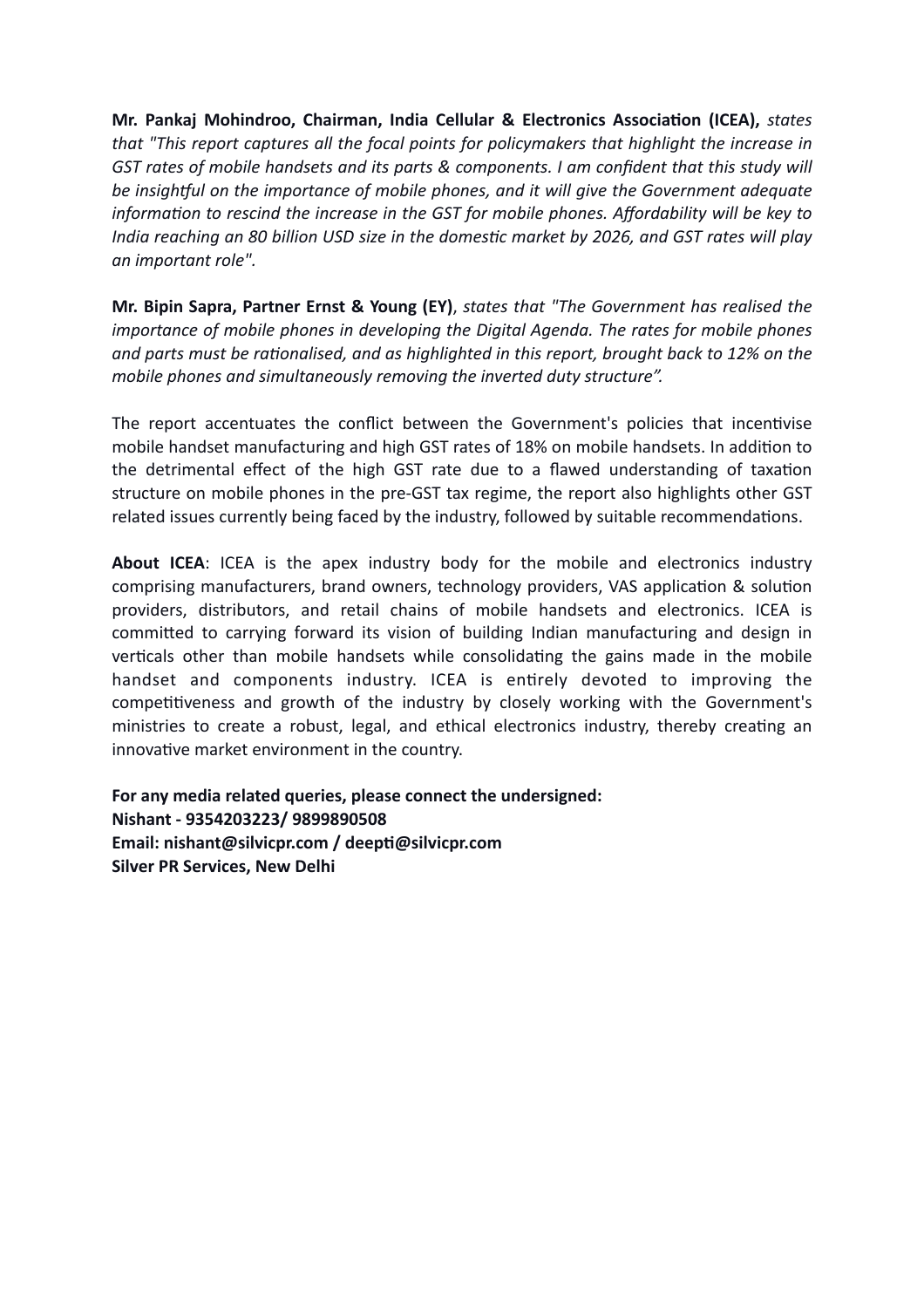**Mr. Pankaj Mohindroo, Chairman, India Cellular & Electronics Association (ICEA),** *states that "This report captures all the focal points for policymakers that highlight the increase in GST rates of mobile handsets and its parts & components. I am confident that this study will be insightful on the importance of mobile phones, and it will give the Government adequate information to rescind the increase in the GST for mobile phones. Affordability will be key to India reaching an 80 billion USD size in the domestic market by 2026, and GST rates will play an important role".*

**Mr. Bipin Sapra, Partner Ernst & Young (EY)**, *states that "The Government has realised the importance of mobile phones in developing the Digital Agenda. The rates for mobile phones and parts must be rationalised, and as highlighted in this report, brought back to 12% on the mobile phones and simultaneously removing the inverted duty structure".*

The report accentuates the conflict between the Government's policies that incentivise mobile handset manufacturing and high GST rates of 18% on mobile handsets. In addition to the detrimental effect of the high GST rate due to a flawed understanding of taxation structure on mobile phones in the pre-GST tax regime, the report also highlights other GST related issues currently being faced by the industry, followed by suitable recommendations.

**About ICEA**: ICEA is the apex industry body for the mobile and electronics industry comprising manufacturers, brand owners, technology providers, VAS application & solution providers, distributors, and retail chains of mobile handsets and electronics. ICEA is committed to carrying forward its vision of building Indian manufacturing and design in verticals other than mobile handsets while consolidating the gains made in the mobile handset and components industry. ICEA is entirely devoted to improving the competitiveness and growth of the industry by closely working with the Government's ministries to create a robust, legal, and ethical electronics industry, thereby creating an innovative market environment in the country.

**For any media related queries, please connect the undersigned:**
**Nishant - 9354203223/ 9899890508**
**Email: nishant@silvicpr.com / deepti@silvicpr.com**
**Silver PR Services, New Delhi**